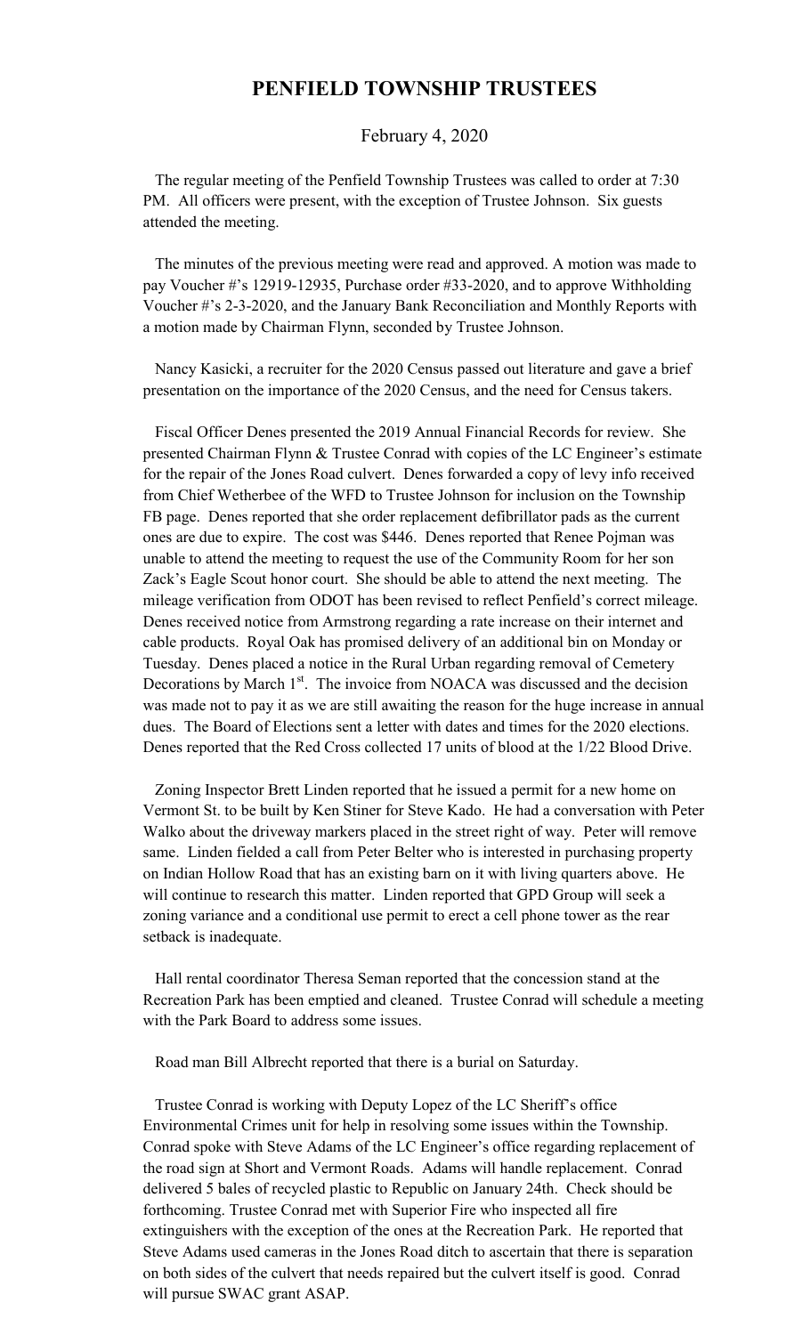# PENFIELD TOWNSHIP TRUSTEES

February 4, 2020

The regular meeting of the Penfield Township Trustees was called to order at 7:30 PM. All officers were present, with the exception of Trustee Johnson. Six guests attended the meeting.

The minutes of the previous meeting were read and approved. A motion was made to pay Voucher #'s 12919-12935, Purchase order #33-2020, and to approve Withholding Voucher #'s 2-3-2020, and the January Bank Reconciliation and Monthly Reports with a motion made by Chairman Flynn, seconded by Trustee Johnson.

Nancy Kasicki, a recruiter for the 2020 Census passed out literature and gave a brief presentation on the importance of the 2020 Census, and the need for Census takers.

Fiscal Officer Denes presented the 2019 Annual Financial Records for review. She presented Chairman Flynn & Trustee Conrad with copies of the LC Engineer's estimate for the repair of the Jones Road culvert. Denes forwarded a copy of levy info received from Chief Wetherbee of the WFD to Trustee Johnson for inclusion on the Township FB page. Denes reported that she order replacement defibrillator pads as the current ones are due to expire. The cost was $446. Denes reported that Renee Pojman was unable to attend the meeting to request the use of the Community Room for her son Zack's Eagle Scout honor court. She should be able to attend the next meeting. The mileage verification from ODOT has been revised to reflect Penfield's correct mileage. Denes received notice from Armstrong regarding a rate increase on their internet and cable products. Royal Oak has promised delivery of an additional bin on Monday or Tuesday. Denes placed a notice in the Rural Urban regarding removal of Cemetery Decorations by March 1st. The invoice from NOACA was discussed and the decision was made not to pay it as we are still awaiting the reason for the huge increase in annual dues. The Board of Elections sent a letter with dates and times for the 2020 elections. Denes reported that the Red Cross collected 17 units of blood at the 1/22 Blood Drive.

Zoning Inspector Brett Linden reported that he issued a permit for a new home on Vermont St. to be built by Ken Stiner for Steve Kado. He had a conversation with Peter Walko about the driveway markers placed in the street right of way. Peter will remove same. Linden fielded a call from Peter Belter who is interested in purchasing property on Indian Hollow Road that has an existing barn on it with living quarters above. He will continue to research this matter. Linden reported that GPD Group will seek a zoning variance and a conditional use permit to erect a cell phone tower as the rear setback is inadequate.

Hall rental coordinator Theresa Seman reported that the concession stand at the Recreation Park has been emptied and cleaned. Trustee Conrad will schedule a meeting with the Park Board to address some issues.

Road man Bill Albrecht reported that there is a burial on Saturday.

Trustee Conrad is working with Deputy Lopez of the LC Sheriff's office Environmental Crimes unit for help in resolving some issues within the Township. Conrad spoke with Steve Adams of the LC Engineer's office regarding replacement of the road sign at Short and Vermont Roads. Adams will handle replacement. Conrad delivered 5 bales of recycled plastic to Republic on January 24th. Check should be forthcoming. Trustee Conrad met with Superior Fire who inspected all fire extinguishers with the exception of the ones at the Recreation Park. He reported that Steve Adams used cameras in the Jones Road ditch to ascertain that there is separation on both sides of the culvert that needs repaired but the culvert itself is good. Conrad will pursue SWAC grant ASAP.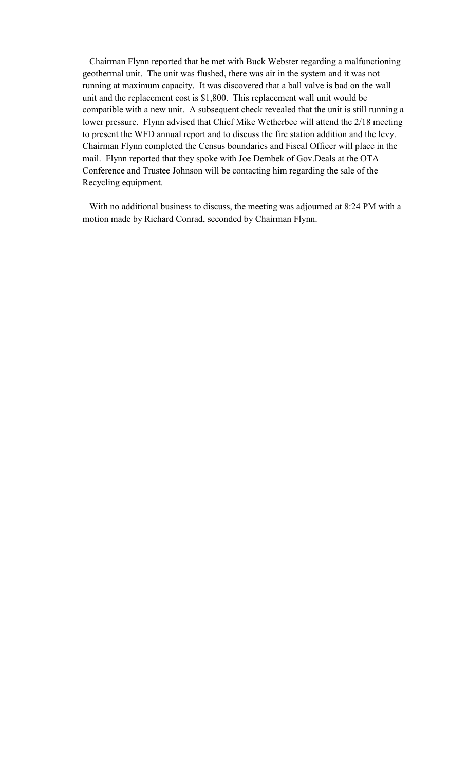Chairman Flynn reported that he met with Buck Webster regarding a malfunctioning geothermal unit. The unit was flushed, there was air in the system and it was not running at maximum capacity. It was discovered that a ball valve is bad on the wall unit and the replacement cost is $1,800. This replacement wall unit would be compatible with a new unit. A subsequent check revealed that the unit is still running a lower pressure. Flynn advised that Chief Mike Wetherbee will attend the 2/18 meeting to present the WFD annual report and to discuss the fire station addition and the levy. Chairman Flynn completed the Census boundaries and Fiscal Officer will place in the mail. Flynn reported that they spoke with Joe Dembek of Gov.Deals at the OTA Conference and Trustee Johnson will be contacting him regarding the sale of the Recycling equipment.

With no additional business to discuss, the meeting was adjourned at 8:24 PM with a motion made by Richard Conrad, seconded by Chairman Flynn.